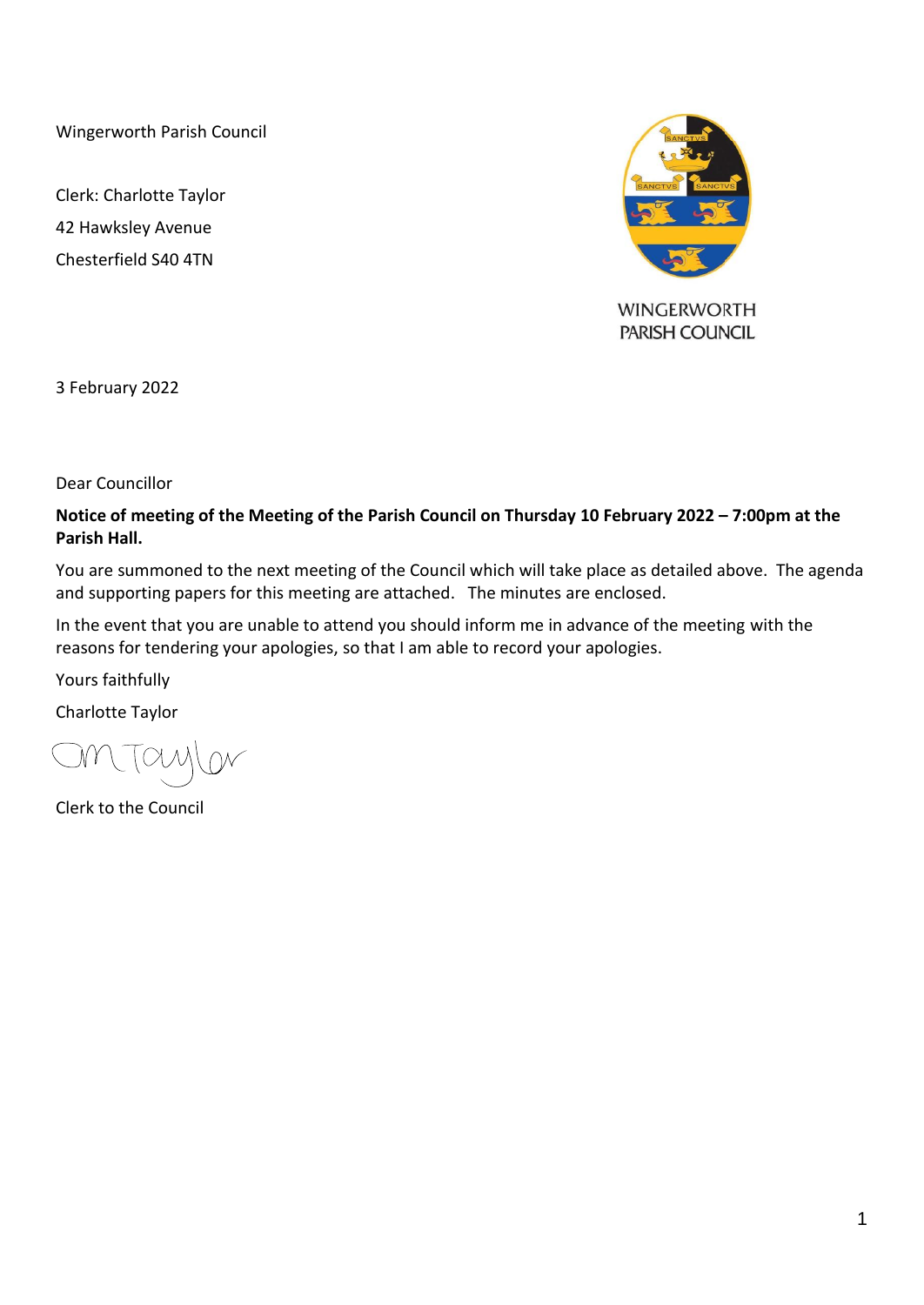Wingerworth Parish Council

Clerk: Charlotte Taylor

42 Hawksley Avenue

Chesterfield S40 4TN

WINGERWORTH PARISH COUNCIL

3 February 2022

Dear Councillor

**Notice of meeting of the Meeting of the Parish Council on Thursday 10 February 2022 – 7:00pm at the Parish Hall.**

You are summoned to the next meeting of the Council which will take place as detailed above. The agenda and supporting papers for this meeting are attached. The minutes are enclosed.

In the event that you are unable to attend you should inform me in advance of the meeting with the reasons for tendering your apologies, so that I am able to record your apologies.

Yours faithfully

Charlotte Taylor

Clerk to the Council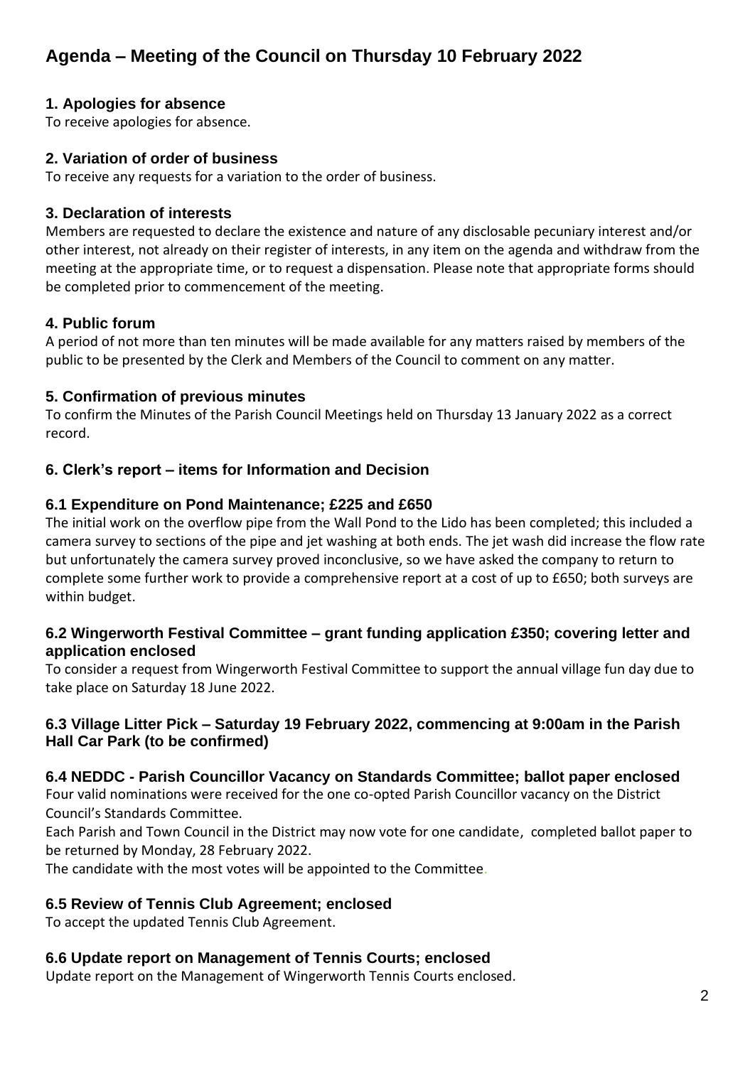# Agenda – Meeting of the Council on Thursday 10 February 2022

## 1. Apologies for absence

To receive apologies for absence.

## 2. Variation of order of business

To receive any requests for a variation to the order of business.

## 3. Declaration of interests

Members are requested to declare the existence and nature of any disclosable pecuniary interest and/or other interest, not already on their register of interests, in any item on the agenda and withdraw from the meeting at the appropriate time, or to request a dispensation. Please note that appropriate forms should be completed prior to commencement of the meeting.

## 4. Public forum

A period of not more than ten minutes will be made available for any matters raised by members of the public to be presented by the Clerk and Members of the Council to comment on any matter.

## 5. Confirmation of previous minutes

To confirm the Minutes of the Parish Council Meetings held on Thursday 13 January 2022 as a correct record.

## 6. Clerk's report – items for Information and Decision

### 6.1 Expenditure on Pond Maintenance; £225 and £650

The initial work on the overflow pipe from the Wall Pond to the Lido has been completed; this included a camera survey to sections of the pipe and jet washing at both ends. The jet wash did increase the flow rate but unfortunately the camera survey proved inconclusive, so we have asked the company to return to complete some further work to provide a comprehensive report at a cost of up to £650; both surveys are within budget.

### 6.2 Wingerworth Festival Committee – grant funding application £350; covering letter and application enclosed

To consider a request from Wingerworth Festival Committee to support the annual village fun day due to take place on Saturday 18 June 2022.

### 6.3 Village Litter Pick – Saturday 19 February 2022, commencing at 9:00am in the Parish Hall Car Park (to be confirmed)

### 6.4 NEDDC - Parish Councillor Vacancy on Standards Committee; ballot paper enclosed

Four valid nominations were received for the one co-opted Parish Councillor vacancy on the District Council's Standards Committee.

Each Parish and Town Council in the District may now vote for one candidate, completed ballot paper to be returned by Monday, 28 February 2022.

The candidate with the most votes will be appointed to the Committee.

### 6.5 Review of Tennis Club Agreement; enclosed

To accept the updated Tennis Club Agreement.

### 6.6 Update report on Management of Tennis Courts; enclosed

Update report on the Management of Wingerworth Tennis Courts enclosed.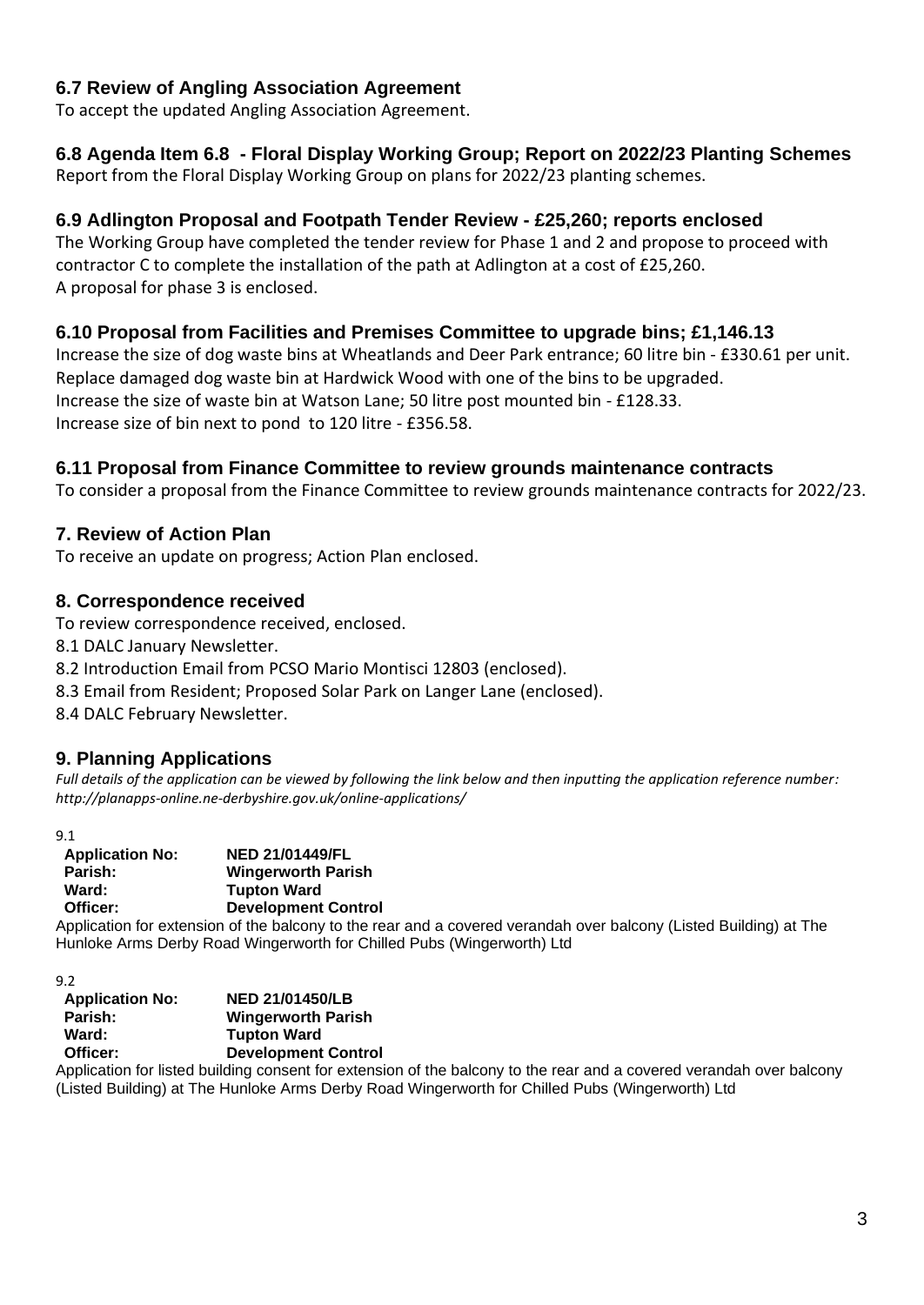### 6.7 Review of Angling Association Agreement

To accept the updated Angling Association Agreement.

### 6.8 Agenda Item 6.8 - Floral Display Working Group; Report on 2022/23 Planting Schemes

Report from the Floral Display Working Group on plans for 2022/23 planting schemes.

### 6.9 Adlington Proposal and Footpath Tender Review - £25,260; reports enclosed

The Working Group have completed the tender review for Phase 1 and 2 and propose to proceed with contractor C to complete the installation of the path at Adlington at a cost of £25,260.
A proposal for phase 3 is enclosed.

### 6.10 Proposal from Facilities and Premises Committee to upgrade bins; £1,146.13

Increase the size of dog waste bins at Wheatlands and Deer Park entrance; 60 litre bin - £330.61 per unit.
Replace damaged dog waste bin at Hardwick Wood with one of the bins to be upgraded.
Increase the size of waste bin at Watson Lane; 50 litre post mounted bin - £128.33.
Increase size of bin next to pond to 120 litre - £356.58.

### 6.11 Proposal from Finance Committee to review grounds maintenance contracts

To consider a proposal from the Finance Committee to review grounds maintenance contracts for 2022/23.

## 7. Review of Action Plan

To receive an update on progress; Action Plan enclosed.

## 8. Correspondence received

To review correspondence received, enclosed.

8.1 DALC January Newsletter.
8.2 Introduction Email from PCSO Mario Montisci 12803 (enclosed).
8.3 Email from Resident; Proposed Solar Park on Langer Lane (enclosed).
8.4 DALC February Newsletter.

## 9. Planning Applications

*Full details of the application can be viewed by following the link below and then inputting the application reference number: http://planapps-online.ne-derbyshire.gov.uk/online-applications/*

9.1

**Application No:** **NED 21/01449/FL**
**Parish:** **Wingerworth Parish**
**Ward:** **Tupton Ward**
**Officer:** **Development Control**

Application for extension of the balcony to the rear and a covered verandah over balcony (Listed Building) at The Hunloke Arms Derby Road Wingerworth for Chilled Pubs (Wingerworth) Ltd

9.2

**Application No:** **NED 21/01450/LB**
**Parish:** **Wingerworth Parish**
**Ward:** **Tupton Ward**
**Officer:** **Development Control**

Application for listed building consent for extension of the balcony to the rear and a covered verandah over balcony (Listed Building) at The Hunloke Arms Derby Road Wingerworth for Chilled Pubs (Wingerworth) Ltd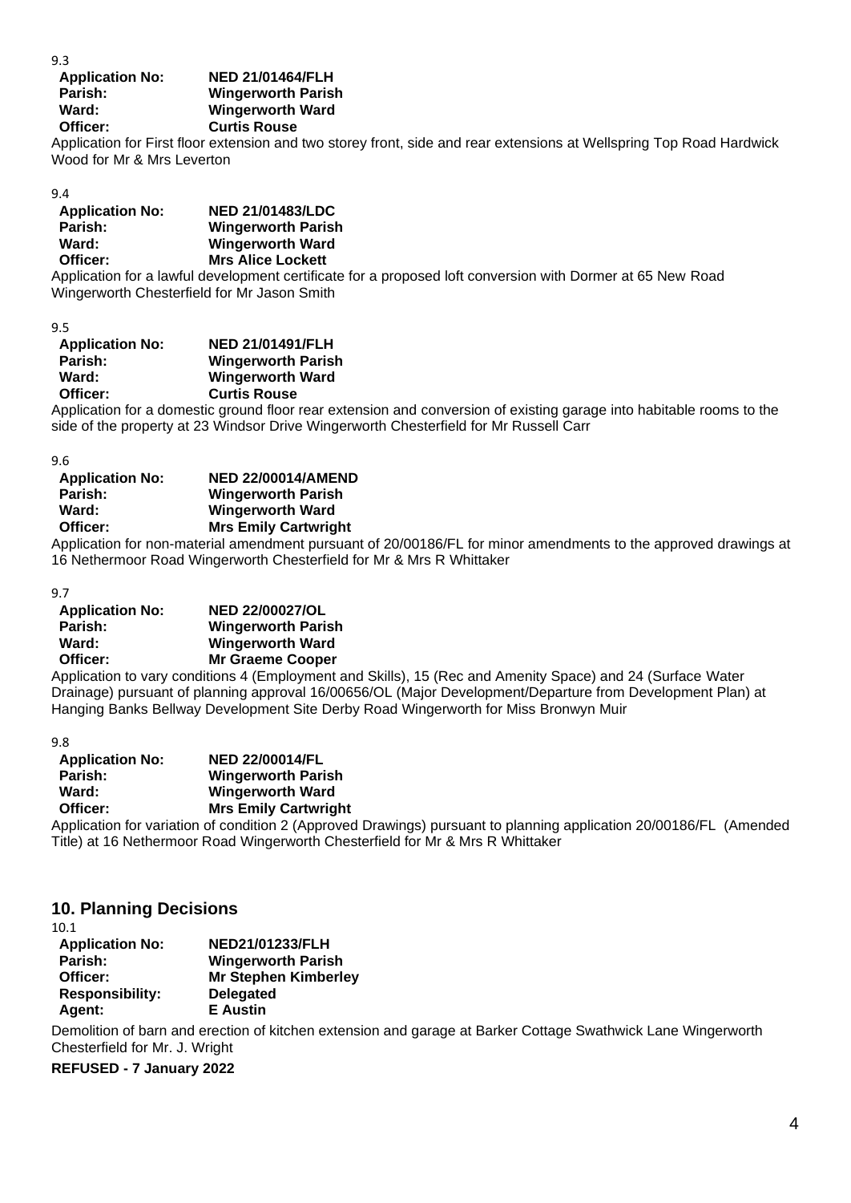9.3

**Application No:** **NED 21/01464/FLH**
**Parish:** **Wingerworth Parish**
**Ward:** **Wingerworth Ward**
**Officer:** **Curtis Rouse**

Application for First floor extension and two storey front, side and rear extensions at Wellspring Top Road Hardwick Wood for Mr & Mrs Leverton

9.4

**Application No:** **NED 21/01483/LDC**
**Parish:** **Wingerworth Parish**
**Ward:** **Wingerworth Ward**
**Officer:** **Mrs Alice Lockett**

Application for a lawful development certificate for a proposed loft conversion with Dormer at 65 New Road Wingerworth Chesterfield for Mr Jason Smith

9.5

**Application No:** **NED 21/01491/FLH**
**Parish:** **Wingerworth Parish**
**Ward:** **Wingerworth Ward**
**Officer:** **Curtis Rouse**

Application for a domestic ground floor rear extension and conversion of existing garage into habitable rooms to the side of the property at 23 Windsor Drive Wingerworth Chesterfield for Mr Russell Carr

9.6

**Application No:** **NED 22/00014/AMEND**
**Parish:** **Wingerworth Parish**
**Ward:** **Wingerworth Ward**
**Officer:** **Mrs Emily Cartwright**

Application for non-material amendment pursuant of 20/00186/FL for minor amendments to the approved drawings at 16 Nethermoor Road Wingerworth Chesterfield for Mr & Mrs R Whittaker

9.7

**Application No:** **NED 22/00027/OL**
**Parish:** **Wingerworth Parish**
**Ward:** **Wingerworth Ward**
**Officer:** **Mr Graeme Cooper**

Application to vary conditions 4 (Employment and Skills), 15 (Rec and Amenity Space) and 24 (Surface Water Drainage) pursuant of planning approval 16/00656/OL (Major Development/Departure from Development Plan) at Hanging Banks Bellway Development Site Derby Road Wingerworth for Miss Bronwyn Muir

9.8

**Application No:** **NED 22/00014/FL**
**Parish:** **Wingerworth Parish**
**Ward:** **Wingerworth Ward**
**Officer:** **Mrs Emily Cartwright**

Application for variation of condition 2 (Approved Drawings) pursuant to planning application 20/00186/FL (Amended Title) at 16 Nethermoor Road Wingerworth Chesterfield for Mr & Mrs R Whittaker

## 10. Planning Decisions

10.1

**Application No:** **NED21/01233/FLH**
**Parish:** **Wingerworth Parish**
**Officer:** **Mr Stephen Kimberley**
**Responsibility:** **Delegated**
**Agent:** **E Austin**

Demolition of barn and erection of kitchen extension and garage at Barker Cottage Swathwick Lane Wingerworth Chesterfield for Mr. J. Wright

**REFUSED - 7 January 2022**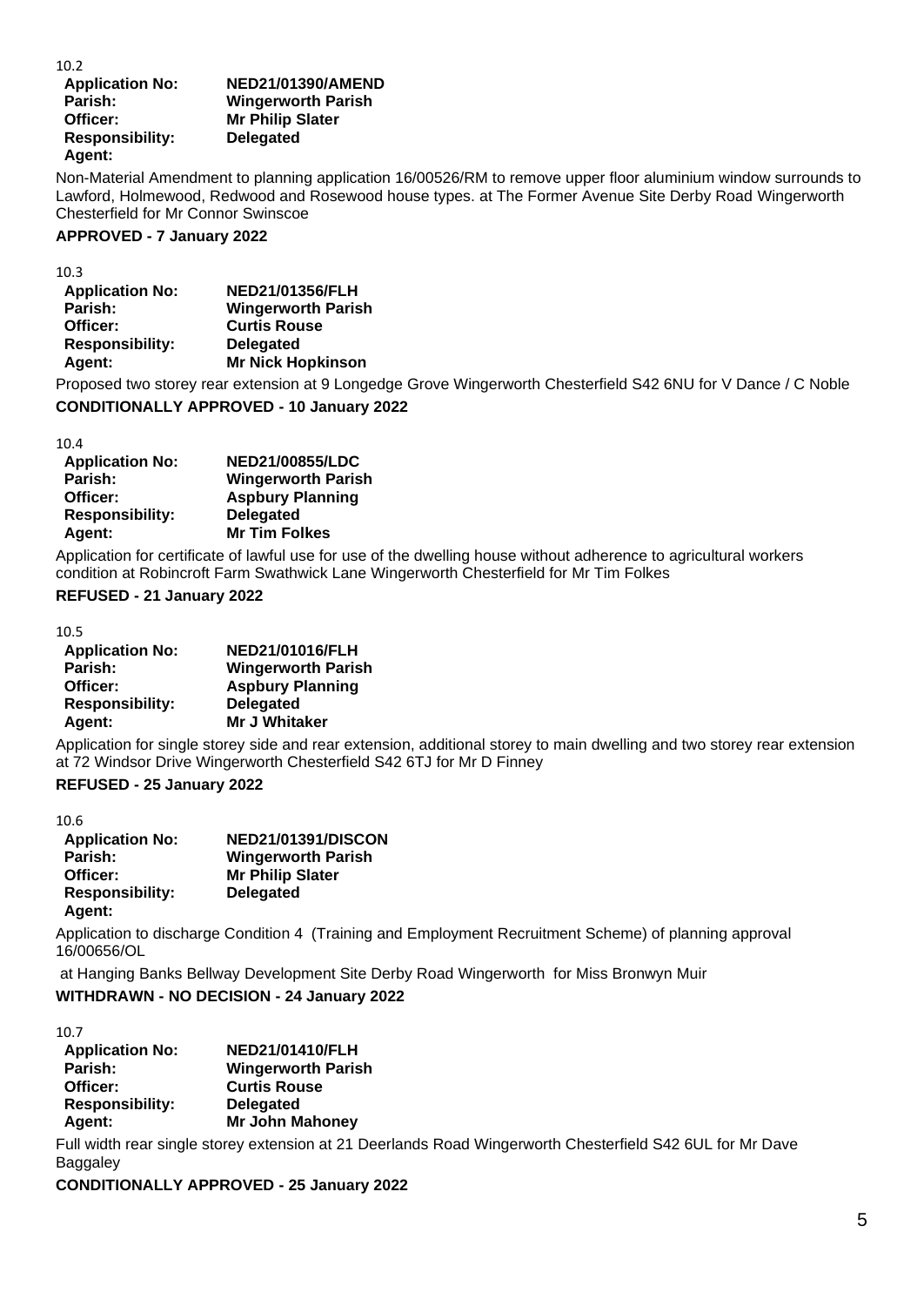10.2

| | |
|---|---|
| **Application No:** | **NED21/01390/AMEND** |
| **Parish:** | **Wingerworth Parish** |
| **Officer:** | **Mr Philip Slater** |
| **Responsibility:** | **Delegated** |
| **Agent:** | |

Non-Material Amendment to planning application 16/00526/RM to remove upper floor aluminium window surrounds to Lawford, Holmewood, Redwood and Rosewood house types. at The Former Avenue Site Derby Road Wingerworth Chesterfield for Mr Connor Swinscoe

**APPROVED - 7 January 2022**

10.3

| | |
|---|---|
| **Application No:** | **NED21/01356/FLH** |
| **Parish:** | **Wingerworth Parish** |
| **Officer:** | **Curtis Rouse** |
| **Responsibility:** | **Delegated** |
| **Agent:** | **Mr Nick Hopkinson** |

Proposed two storey rear extension at 9 Longedge Grove Wingerworth Chesterfield S42 6NU for V Dance / C Noble

**CONDITIONALLY APPROVED - 10 January 2022**

10.4

| | |
|---|---|
| **Application No:** | **NED21/00855/LDC** |
| **Parish:** | **Wingerworth Parish** |
| **Officer:** | **Aspbury Planning** |
| **Responsibility:** | **Delegated** |
| **Agent:** | **Mr Tim Folkes** |

Application for certificate of lawful use for use of the dwelling house without adherence to agricultural workers condition at Robincroft Farm Swathwick Lane Wingerworth Chesterfield for Mr Tim Folkes

**REFUSED - 21 January 2022**

10.5

| | |
|---|---|
| **Application No:** | **NED21/01016/FLH** |
| **Parish:** | **Wingerworth Parish** |
| **Officer:** | **Aspbury Planning** |
| **Responsibility:** | **Delegated** |
| **Agent:** | **Mr J Whitaker** |

Application for single storey side and rear extension, additional storey to main dwelling and two storey rear extension at 72 Windsor Drive Wingerworth Chesterfield S42 6TJ for Mr D Finney

**REFUSED - 25 January 2022**

10.6

| | |
|---|---|
| **Application No:** | **NED21/01391/DISCON** |
| **Parish:** | **Wingerworth Parish** |
| **Officer:** | **Mr Philip Slater** |
| **Responsibility:** | **Delegated** |
| **Agent:** | |

Application to discharge Condition 4 (Training and Employment Recruitment Scheme) of planning approval 16/00656/OL

at Hanging Banks Bellway Development Site Derby Road Wingerworth for Miss Bronwyn Muir

**WITHDRAWN - NO DECISION - 24 January 2022**

10.7

| | |
|---|---|
| **Application No:** | **NED21/01410/FLH** |
| **Parish:** | **Wingerworth Parish** |
| **Officer:** | **Curtis Rouse** |
| **Responsibility:** | **Delegated** |
| **Agent:** | **Mr John Mahoney** |

Full width rear single storey extension at 21 Deerlands Road Wingerworth Chesterfield S42 6UL for Mr Dave Baggaley

**CONDITIONALLY APPROVED - 25 January 2022**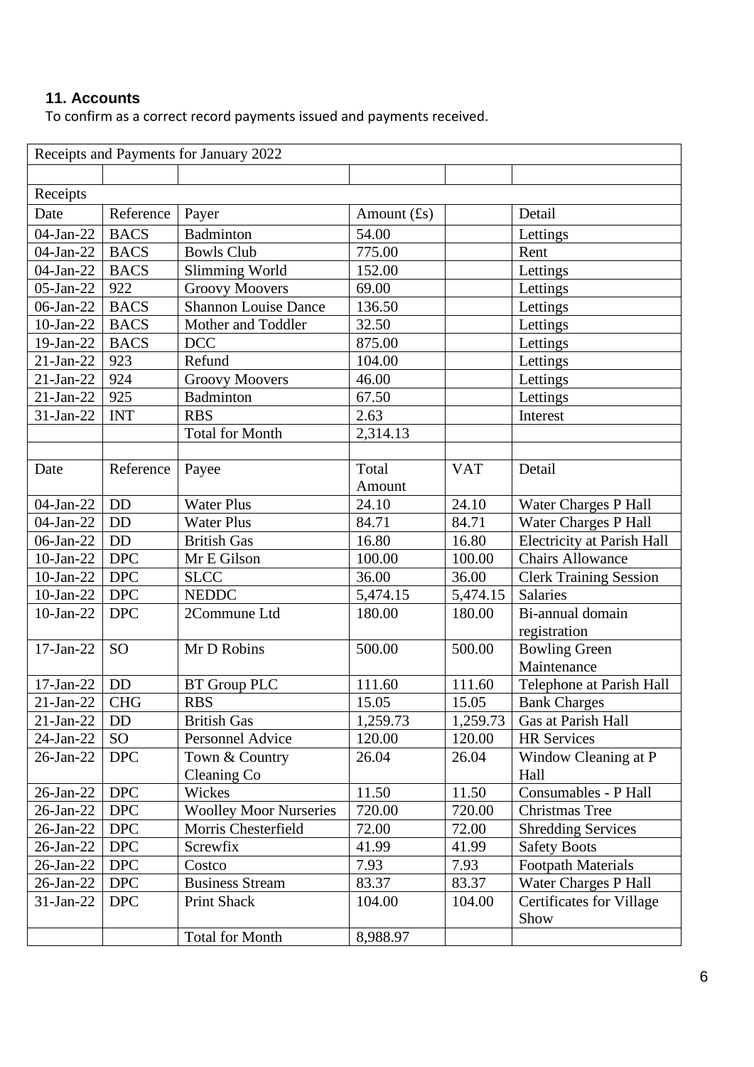### 11. Accounts

To confirm as a correct record payments issued and payments received.

| Receipts and Payments for January 2022 | | | | | |
|---|---|---|---|---|---|
| | | | | | |
| Receipts | | | | | |
| Date | Reference | Payer | Amount (£s) | | Detail |
| 04-Jan-22 | BACS | Badminton | 54.00 | | Lettings |
| 04-Jan-22 | BACS | Bowls Club | 775.00 | | Rent |
| 04-Jan-22 | BACS | Slimming World | 152.00 | | Lettings |
| 05-Jan-22 | 922 | Groovy Moovers | 69.00 | | Lettings |
| 06-Jan-22 | BACS | Shannon Louise Dance | 136.50 | | Lettings |
| 10-Jan-22 | BACS | Mother and Toddler | 32.50 | | Lettings |
| 19-Jan-22 | BACS | DCC | 875.00 | | Lettings |
| 21-Jan-22 | 923 | Refund | 104.00 | | Lettings |
| 21-Jan-22 | 924 | Groovy Moovers | 46.00 | | Lettings |
| 21-Jan-22 | 925 | Badminton | 67.50 | | Lettings |
| 31-Jan-22 | INT | RBS | 2.63 | | Interest |
| | | Total for Month | 2,314.13 | | |
| | | | | | |
| Date | Reference | Payee | Total Amount | VAT | Detail |
| 04-Jan-22 | DD | Water Plus | 24.10 | 24.10 | Water Charges P Hall |
| 04-Jan-22 | DD | Water Plus | 84.71 | 84.71 | Water Charges P Hall |
| 06-Jan-22 | DD | British Gas | 16.80 | 16.80 | Electricity at Parish Hall |
| 10-Jan-22 | DPC | Mr E Gilson | 100.00 | 100.00 | Chairs Allowance |
| 10-Jan-22 | DPC | SLCC | 36.00 | 36.00 | Clerk Training Session |
| 10-Jan-22 | DPC | NEDDC | 5,474.15 | 5,474.15 | Salaries |
| 10-Jan-22 | DPC | 2Commune Ltd | 180.00 | 180.00 | Bi-annual domain registration |
| 17-Jan-22 | SO | Mr D Robins | 500.00 | 500.00 | Bowling Green Maintenance |
| 17-Jan-22 | DD | BT Group PLC | 111.60 | 111.60 | Telephone at Parish Hall |
| 21-Jan-22 | CHG | RBS | 15.05 | 15.05 | Bank Charges |
| 21-Jan-22 | DD | British Gas | 1,259.73 | 1,259.73 | Gas at Parish Hall |
| 24-Jan-22 | SO | Personnel Advice | 120.00 | 120.00 | HR Services |
| 26-Jan-22 | DPC | Town & Country Cleaning Co | 26.04 | 26.04 | Window Cleaning at P Hall |
| 26-Jan-22 | DPC | Wickes | 11.50 | 11.50 | Consumables - P Hall |
| 26-Jan-22 | DPC | Woolley Moor Nurseries | 720.00 | 720.00 | Christmas Tree |
| 26-Jan-22 | DPC | Morris Chesterfield | 72.00 | 72.00 | Shredding Services |
| 26-Jan-22 | DPC | Screwfix | 41.99 | 41.99 | Safety Boots |
| 26-Jan-22 | DPC | Costco | 7.93 | 7.93 | Footpath Materials |
| 26-Jan-22 | DPC | Business Stream | 83.37 | 83.37 | Water Charges P Hall |
| 31-Jan-22 | DPC | Print Shack | 104.00 | 104.00 | Certificates for Village Show |
| | | Total for Month | 8,988.97 | | |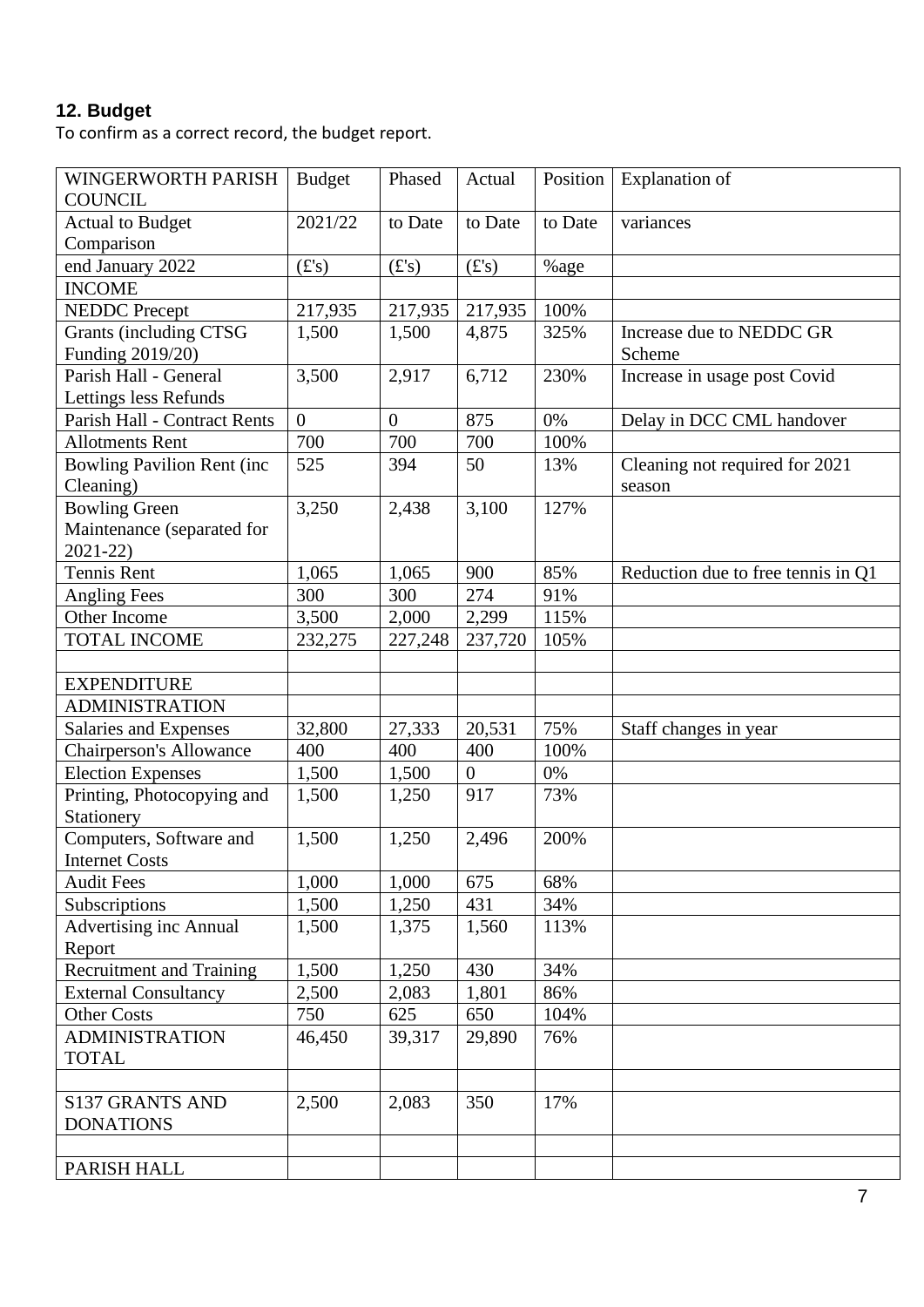**12. Budget**

To confirm as a correct record, the budget report.

| WINGERWORTH PARISH COUNCIL | Budget | Phased | Actual | Position | Explanation of |
|---|---|---|---|---|---|
| Actual to Budget Comparison | 2021/22 | to Date | to Date | to Date | variances |
| end January 2022 | (£'s) | (£'s) | (£'s) | %age | |
| INCOME | | | | | |
| NEDDC Precept | 217,935 | 217,935 | 217,935 | 100% | |
| Grants (including CTSG Funding 2019/20) | 1,500 | 1,500 | 4,875 | 325% | Increase due to NEDDC GR Scheme |
| Parish Hall - General Lettings less Refunds | 3,500 | 2,917 | 6,712 | 230% | Increase in usage post Covid |
| Parish Hall - Contract Rents | 0 | 0 | 875 | 0% | Delay in DCC CML handover |
| Allotments Rent | 700 | 700 | 700 | 100% | |
| Bowling Pavilion Rent (inc Cleaning) | 525 | 394 | 50 | 13% | Cleaning not required for 2021 season |
| Bowling Green Maintenance (separated for 2021-22) | 3,250 | 2,438 | 3,100 | 127% | |
| Tennis Rent | 1,065 | 1,065 | 900 | 85% | Reduction due to free tennis in Q1 |
| Angling Fees | 300 | 300 | 274 | 91% | |
| Other Income | 3,500 | 2,000 | 2,299 | 115% | |
| TOTAL INCOME | 232,275 | 227,248 | 237,720 | 105% | |
| | | | | | |
| EXPENDITURE | | | | | |
| ADMINISTRATION | | | | | |
| Salaries and Expenses | 32,800 | 27,333 | 20,531 | 75% | Staff changes in year |
| Chairperson's Allowance | 400 | 400 | 400 | 100% | |
| Election Expenses | 1,500 | 1,500 | 0 | 0% | |
| Printing, Photocopying and Stationery | 1,500 | 1,250 | 917 | 73% | |
| Computers, Software and Internet Costs | 1,500 | 1,250 | 2,496 | 200% | |
| Audit Fees | 1,000 | 1,000 | 675 | 68% | |
| Subscriptions | 1,500 | 1,250 | 431 | 34% | |
| Advertising inc Annual Report | 1,500 | 1,375 | 1,560 | 113% | |
| Recruitment and Training | 1,500 | 1,250 | 430 | 34% | |
| External Consultancy | 2,500 | 2,083 | 1,801 | 86% | |
| Other Costs | 750 | 625 | 650 | 104% | |
| ADMINISTRATION TOTAL | 46,450 | 39,317 | 29,890 | 76% | |
| | | | | | |
| S137 GRANTS AND DONATIONS | 2,500 | 2,083 | 350 | 17% | |
| | | | | | |
| PARISH HALL | | | | | |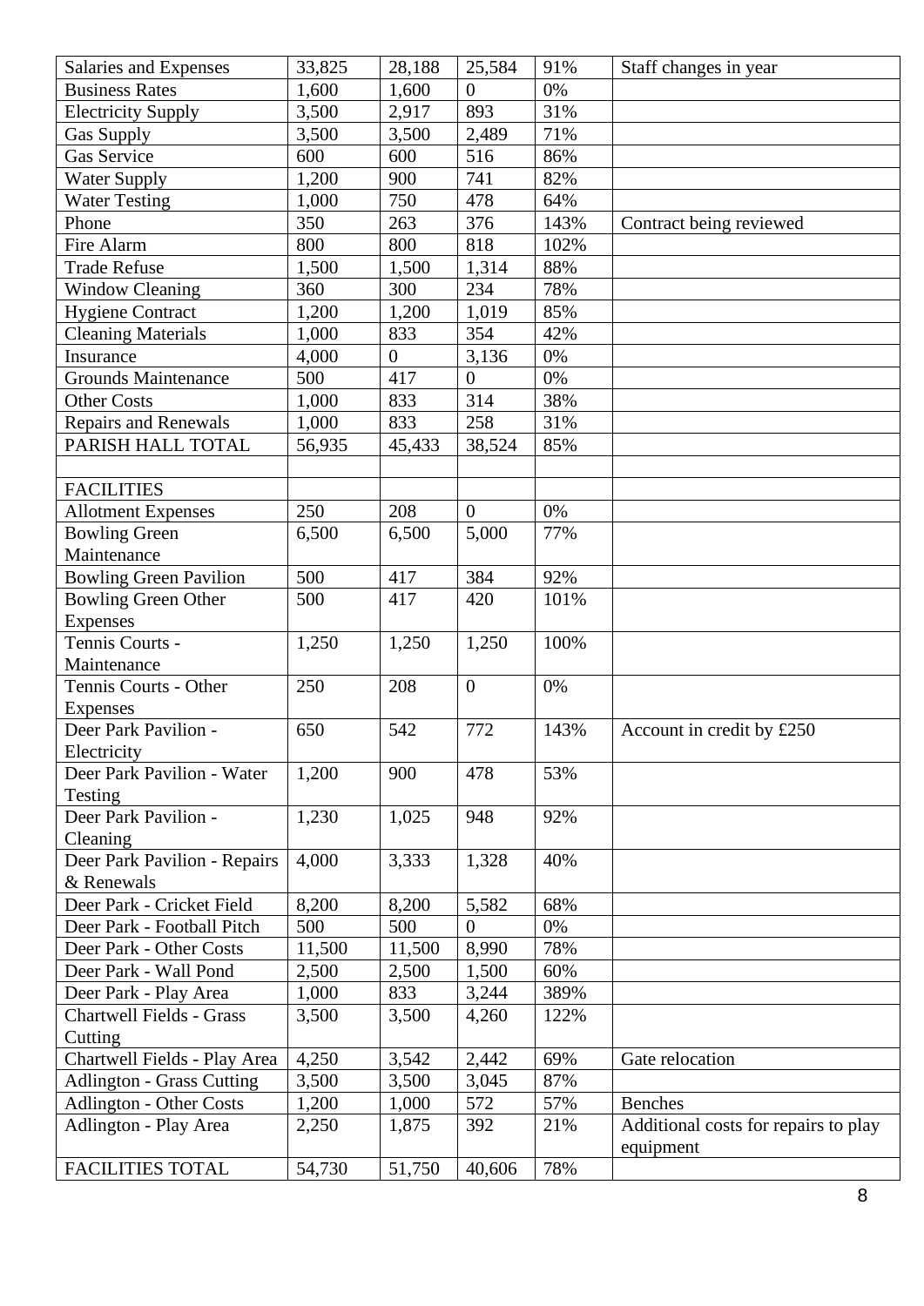| Salaries and Expenses | 33,825 | 28,188 | 25,584 | 91% | Staff changes in year |
|---|---|---|---|---|---|
| Business Rates | 1,600 | 1,600 | 0 | 0% | |
| Electricity Supply | 3,500 | 2,917 | 893 | 31% | |
| Gas Supply | 3,500 | 3,500 | 2,489 | 71% | |
| Gas Service | 600 | 600 | 516 | 86% | |
| Water Supply | 1,200 | 900 | 741 | 82% | |
| Water Testing | 1,000 | 750 | 478 | 64% | |
| Phone | 350 | 263 | 376 | 143% | Contract being reviewed |
| Fire Alarm | 800 | 800 | 818 | 102% | |
| Trade Refuse | 1,500 | 1,500 | 1,314 | 88% | |
| Window Cleaning | 360 | 300 | 234 | 78% | |
| Hygiene Contract | 1,200 | 1,200 | 1,019 | 85% | |
| Cleaning Materials | 1,000 | 833 | 354 | 42% | |
| Insurance | 4,000 | 0 | 3,136 | 0% | |
| Grounds Maintenance | 500 | 417 | 0 | 0% | |
| Other Costs | 1,000 | 833 | 314 | 38% | |
| Repairs and Renewals | 1,000 | 833 | 258 | 31% | |
| PARISH HALL TOTAL | 56,935 | 45,433 | 38,524 | 85% | |
| | | | | | |
| FACILITIES | | | | | |
| Allotment Expenses | 250 | 208 | 0 | 0% | |
| Bowling Green Maintenance | 6,500 | 6,500 | 5,000 | 77% | |
| Bowling Green Pavilion | 500 | 417 | 384 | 92% | |
| Bowling Green Other Expenses | 500 | 417 | 420 | 101% | |
| Tennis Courts - Maintenance | 1,250 | 1,250 | 1,250 | 100% | |
| Tennis Courts - Other Expenses | 250 | 208 | 0 | 0% | |
| Deer Park Pavilion - Electricity | 650 | 542 | 772 | 143% | Account in credit by £250 |
| Deer Park Pavilion - Water Testing | 1,200 | 900 | 478 | 53% | |
| Deer Park Pavilion - Cleaning | 1,230 | 1,025 | 948 | 92% | |
| Deer Park Pavilion - Repairs & Renewals | 4,000 | 3,333 | 1,328 | 40% | |
| Deer Park - Cricket Field | 8,200 | 8,200 | 5,582 | 68% | |
| Deer Park - Football Pitch | 500 | 500 | 0 | 0% | |
| Deer Park - Other Costs | 11,500 | 11,500 | 8,990 | 78% | |
| Deer Park - Wall Pond | 2,500 | 2,500 | 1,500 | 60% | |
| Deer Park - Play Area | 1,000 | 833 | 3,244 | 389% | |
| Chartwell Fields - Grass Cutting | 3,500 | 3,500 | 4,260 | 122% | |
| Chartwell Fields - Play Area | 4,250 | 3,542 | 2,442 | 69% | Gate relocation |
| Adlington - Grass Cutting | 3,500 | 3,500 | 3,045 | 87% | |
| Adlington - Other Costs | 1,200 | 1,000 | 572 | 57% | Benches |
| Adlington - Play Area | 2,250 | 1,875 | 392 | 21% | Additional costs for repairs to play equipment |
| FACILITIES TOTAL | 54,730 | 51,750 | 40,606 | 78% | |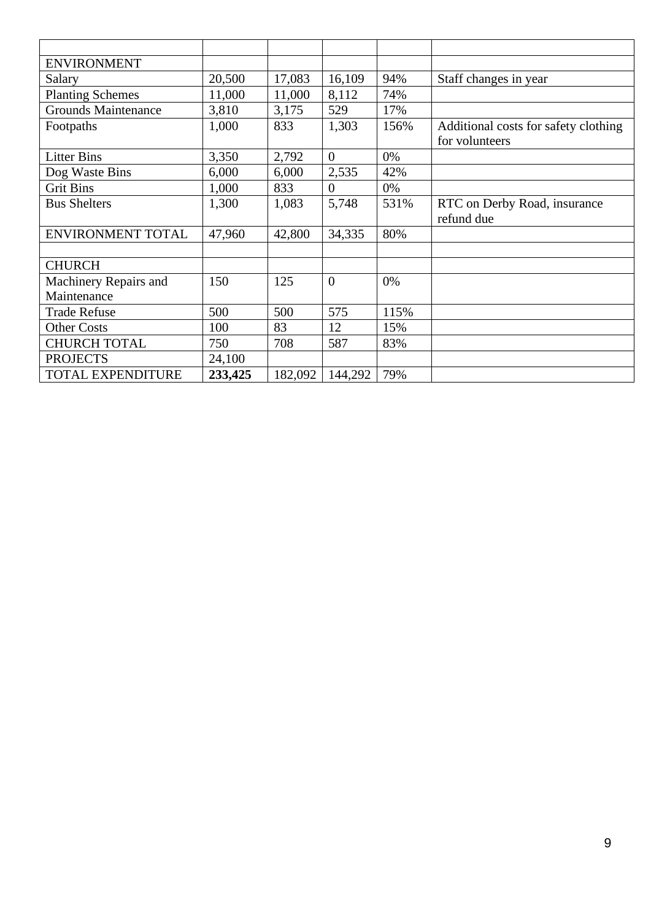| | | | | | |
|---|---|---|---|---|---|
| ENVIRONMENT | | | | | |
| Salary | 20,500 | 17,083 | 16,109 | 94% | Staff changes in year |
| Planting Schemes | 11,000 | 11,000 | 8,112 | 74% | |
| Grounds Maintenance | 3,810 | 3,175 | 529 | 17% | |
| Footpaths | 1,000 | 833 | 1,303 | 156% | Additional costs for safety clothing for volunteers |
| Litter Bins | 3,350 | 2,792 | 0 | 0% | |
| Dog Waste Bins | 6,000 | 6,000 | 2,535 | 42% | |
| Grit Bins | 1,000 | 833 | 0 | 0% | |
| Bus Shelters | 1,300 | 1,083 | 5,748 | 531% | RTC on Derby Road, insurance refund due |
| ENVIRONMENT TOTAL | 47,960 | 42,800 | 34,335 | 80% | |
| | | | | | |
| CHURCH | | | | | |
| Machinery Repairs and Maintenance | 150 | 125 | 0 | 0% | |
| Trade Refuse | 500 | 500 | 575 | 115% | |
| Other Costs | 100 | 83 | 12 | 15% | |
| CHURCH TOTAL | 750 | 708 | 587 | 83% | |
| PROJECTS | 24,100 | | | | |
| TOTAL EXPENDITURE | **233,425** | 182,092 | 144,292 | 79% | |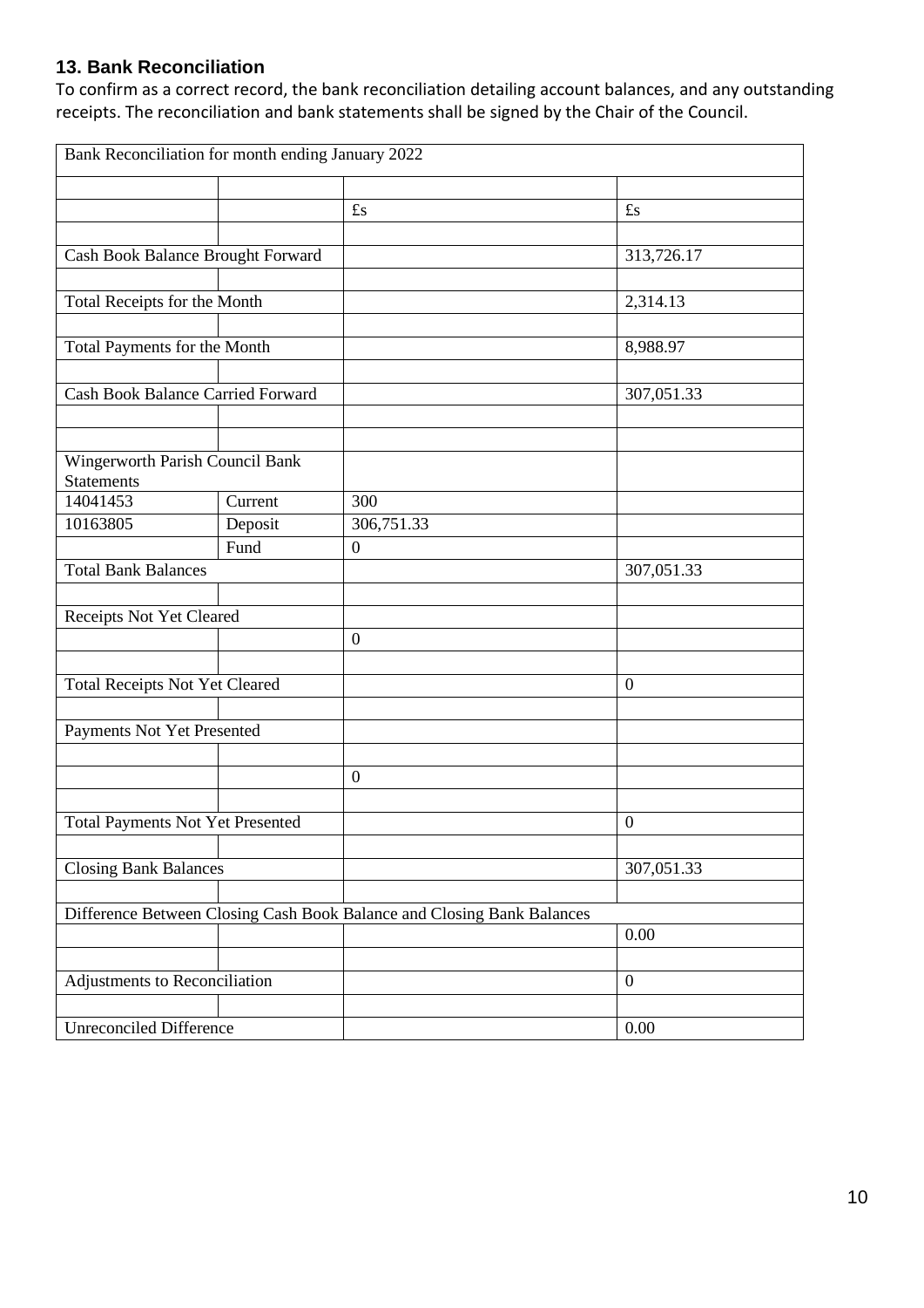### 13. Bank Reconciliation

To confirm as a correct record, the bank reconciliation detailing account balances, and any outstanding receipts. The reconciliation and bank statements shall be signed by the Chair of the Council.

| Bank Reconciliation for month ending January 2022 | | | |
|---|---|---|---|
| | | | |
| | | £s | £s |
| | | | |
| Cash Book Balance Brought Forward | | | 313,726.17 |
| | | | |
| Total Receipts for the Month | | | 2,314.13 |
| | | | |
| Total Payments for the Month | | | 8,988.97 |
| | | | |
| Cash Book Balance Carried Forward | | | 307,051.33 |
| | | | |
| | | | |
| Wingerworth Parish Council Bank Statements | | | |
| 14041453 | Current | 300 | |
| 10163805 | Deposit | 306,751.33 | |
| | Fund | 0 | |
| Total Bank Balances | | | 307,051.33 |
| | | | |
| Receipts Not Yet Cleared | | | |
| | | 0 | |
| | | | |
| Total Receipts Not Yet Cleared | | | 0 |
| | | | |
| Payments Not Yet Presented | | | |
| | | | |
| | | 0 | |
| | | | |
| Total Payments Not Yet Presented | | | 0 |
| | | | |
| Closing Bank Balances | | | 307,051.33 |
| | | | |
| Difference Between Closing Cash Book Balance and Closing Bank Balances | | | |
| | | | 0.00 |
| | | | |
| Adjustments to Reconciliation | | | 0 |
| | | | |
| Unreconciled Difference | | | 0.00 |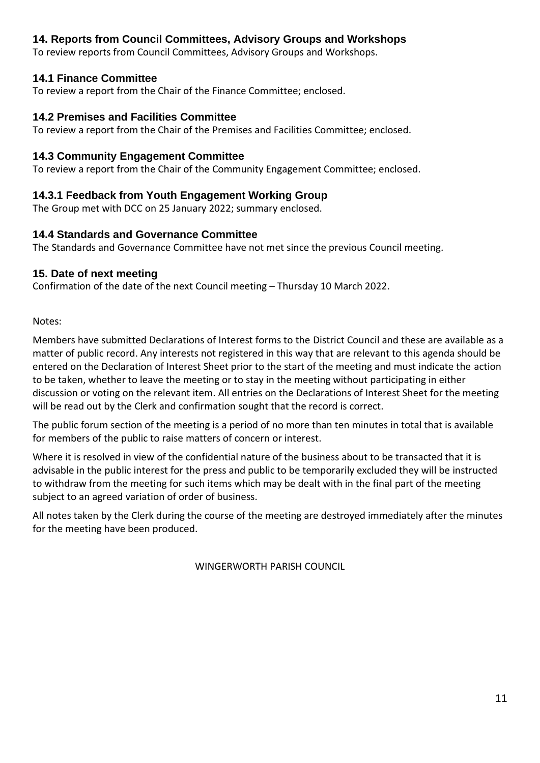## 14. Reports from Council Committees, Advisory Groups and Workshops

To review reports from Council Committees, Advisory Groups and Workshops.

### 14.1 Finance Committee

To review a report from the Chair of the Finance Committee; enclosed.

### 14.2 Premises and Facilities Committee

To review a report from the Chair of the Premises and Facilities Committee; enclosed.

### 14.3 Community Engagement Committee

To review a report from the Chair of the Community Engagement Committee; enclosed.

#### 14.3.1 Feedback from Youth Engagement Working Group

The Group met with DCC on 25 January 2022; summary enclosed.

### 14.4 Standards and Governance Committee

The Standards and Governance Committee have not met since the previous Council meeting.

## 15. Date of next meeting

Confirmation of the date of the next Council meeting – Thursday 10 March 2022.

Notes:

Members have submitted Declarations of Interest forms to the District Council and these are available as a matter of public record. Any interests not registered in this way that are relevant to this agenda should be entered on the Declaration of Interest Sheet prior to the start of the meeting and must indicate the action to be taken, whether to leave the meeting or to stay in the meeting without participating in either discussion or voting on the relevant item. All entries on the Declarations of Interest Sheet for the meeting will be read out by the Clerk and confirmation sought that the record is correct.

The public forum section of the meeting is a period of no more than ten minutes in total that is available for members of the public to raise matters of concern or interest.

Where it is resolved in view of the confidential nature of the business about to be transacted that it is advisable in the public interest for the press and public to be temporarily excluded they will be instructed to withdraw from the meeting for such items which may be dealt with in the final part of the meeting subject to an agreed variation of order of business.

All notes taken by the Clerk during the course of the meeting are destroyed immediately after the minutes for the meeting have been produced.

WINGERWORTH PARISH COUNCIL